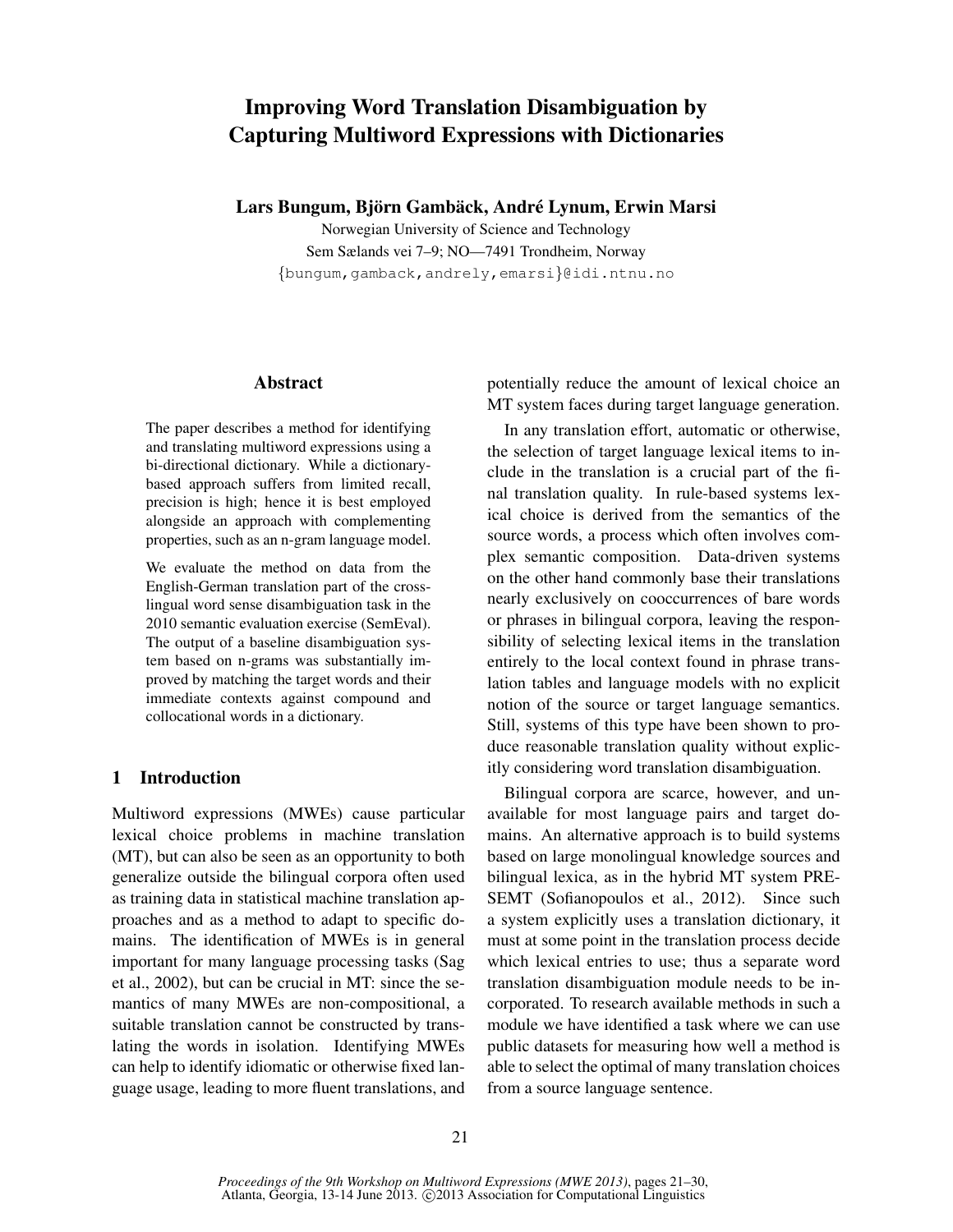# Improving Word Translation Disambiguation by Capturing Multiword Expressions with Dictionaries

**Lars Bungum, Björn Gambäck, André Lynum, Erwin Marsi**

Norwegian University of Science and Technology
Sem Sælands vei 7–9; NO—7491 Trondheim, Norway
{bungum,gamback,andrely,emarsi}@idi.ntnu.no

## Abstract

The paper describes a method for identifying and translating multiword expressions using a bi-directional dictionary. While a dictionary-based approach suffers from limited recall, precision is high; hence it is best employed alongside an approach with complementing properties, such as an n-gram language model.

We evaluate the method on data from the English-German translation part of the cross-lingual word sense disambiguation task in the 2010 semantic evaluation exercise (SemEval). The output of a baseline disambiguation system based on n-grams was substantially improved by matching the target words and their immediate contexts against compound and collocational words in a dictionary.

## 1 Introduction

Multiword expressions (MWEs) cause particular lexical choice problems in machine translation (MT), but can also be seen as an opportunity to both generalize outside the bilingual corpora often used as training data in statistical machine translation approaches and as a method to adapt to specific domains. The identification of MWEs is in general important for many language processing tasks (Sag et al., 2002), but can be crucial in MT: since the semantics of many MWEs are non-compositional, a suitable translation cannot be constructed by translating the words in isolation. Identifying MWEs can help to identify idiomatic or otherwise fixed language usage, leading to more fluent translations, and potentially reduce the amount of lexical choice an MT system faces during target language generation.

In any translation effort, automatic or otherwise, the selection of target language lexical items to include in the translation is a crucial part of the final translation quality. In rule-based systems lexical choice is derived from the semantics of the source words, a process which often involves complex semantic composition. Data-driven systems on the other hand commonly base their translations nearly exclusively on cooccurrences of bare words or phrases in bilingual corpora, leaving the responsibility of selecting lexical items in the translation entirely to the local context found in phrase translation tables and language models with no explicit notion of the source or target language semantics. Still, systems of this type have been shown to produce reasonable translation quality without explicitly considering word translation disambiguation.

Bilingual corpora are scarce, however, and unavailable for most language pairs and target domains. An alternative approach is to build systems based on large monolingual knowledge sources and bilingual lexica, as in the hybrid MT system PRESEMT (Sofianopoulos et al., 2012). Since such a system explicitly uses a translation dictionary, it must at some point in the translation process decide which lexical entries to use; thus a separate word translation disambiguation module needs to be incorporated. To research available methods in such a module we have identified a task where we can use public datasets for measuring how well a method is able to select the optimal of many translation choices from a source language sentence.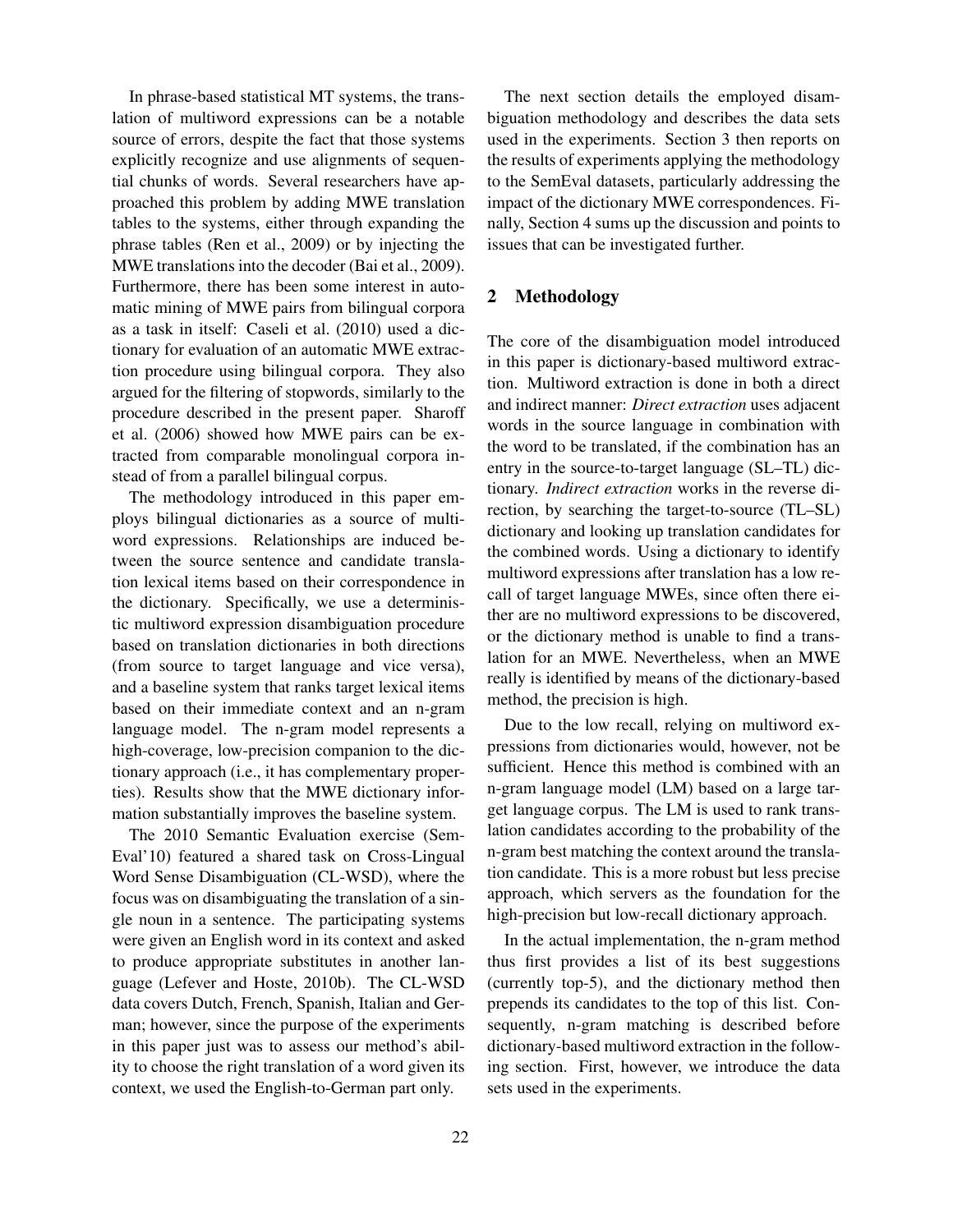In phrase-based statistical MT systems, the translation of multiword expressions can be a notable source of errors, despite the fact that those systems explicitly recognize and use alignments of sequential chunks of words. Several researchers have approached this problem by adding MWE translation tables to the systems, either through expanding the phrase tables (Ren et al., 2009) or by injecting the MWE translations into the decoder (Bai et al., 2009). Furthermore, there has been some interest in automatic mining of MWE pairs from bilingual corpora as a task in itself: Caseli et al. (2010) used a dictionary for evaluation of an automatic MWE extraction procedure using bilingual corpora. They also argued for the filtering of stopwords, similarly to the procedure described in the present paper. Sharoff et al. (2006) showed how MWE pairs can be extracted from comparable monolingual corpora instead of from a parallel bilingual corpus.

The methodology introduced in this paper employs bilingual dictionaries as a source of multiword expressions. Relationships are induced between the source sentence and candidate translation lexical items based on their correspondence in the dictionary. Specifically, we use a deterministic multiword expression disambiguation procedure based on translation dictionaries in both directions (from source to target language and vice versa), and a baseline system that ranks target lexical items based on their immediate context and an n-gram language model. The n-gram model represents a high-coverage, low-precision companion to the dictionary approach (i.e., it has complementary properties). Results show that the MWE dictionary information substantially improves the baseline system.

The 2010 Semantic Evaluation exercise (SemEval'10) featured a shared task on Cross-Lingual Word Sense Disambiguation (CL-WSD), where the focus was on disambiguating the translation of a single noun in a sentence. The participating systems were given an English word in its context and asked to produce appropriate substitutes in another language (Lefever and Hoste, 2010b). The CL-WSD data covers Dutch, French, Spanish, Italian and German; however, since the purpose of the experiments in this paper just was to assess our method's ability to choose the right translation of a word given its context, we used the English-to-German part only.

The next section details the employed disambiguation methodology and describes the data sets used in the experiments. Section 3 then reports on the results of experiments applying the methodology to the SemEval datasets, particularly addressing the impact of the dictionary MWE correspondences. Finally, Section 4 sums up the discussion and points to issues that can be investigated further.

## 2 Methodology

The core of the disambiguation model introduced in this paper is dictionary-based multiword extraction. Multiword extraction is done in both a direct and indirect manner: *Direct extraction* uses adjacent words in the source language in combination with the word to be translated, if the combination has an entry in the source-to-target language (SL–TL) dictionary. *Indirect extraction* works in the reverse direction, by searching the target-to-source (TL–SL) dictionary and looking up translation candidates for the combined words. Using a dictionary to identify multiword expressions after translation has a low recall of target language MWEs, since often there either are no multiword expressions to be discovered, or the dictionary method is unable to find a translation for an MWE. Nevertheless, when an MWE really is identified by means of the dictionary-based method, the precision is high.

Due to the low recall, relying on multiword expressions from dictionaries would, however, not be sufficient. Hence this method is combined with an n-gram language model (LM) based on a large target language corpus. The LM is used to rank translation candidates according to the probability of the n-gram best matching the context around the translation candidate. This is a more robust but less precise approach, which servers as the foundation for the high-precision but low-recall dictionary approach.

In the actual implementation, the n-gram method thus first provides a list of its best suggestions (currently top-5), and the dictionary method then prepends its candidates to the top of this list. Consequently, n-gram matching is described before dictionary-based multiword extraction in the following section. First, however, we introduce the data sets used in the experiments.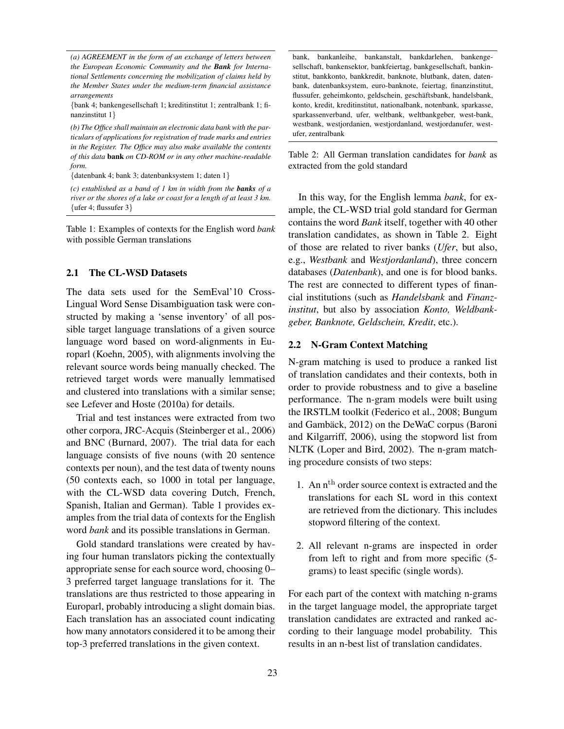*(a) AGREEMENT in the form of an exchange of letters between the European Economic Community and the **Bank** for International Settlements concerning the mobilization of claims held by the Member States under the medium-term financial assistance arrangements*

{bank 4; bankengesellschaft 1; kreditinstitut 1; zentralbank 1; finanzinstitut 1}

*(b) The Office shall maintain an electronic data bank with the particulars of applications for registration of trade marks and entries in the Register. The Office may also make available the contents of this data* **bank** *on CD-ROM or in any other machine-readable form.*

{datenbank 4; bank 3; datenbanksystem 1; daten 1}

*(c) established as a band of 1 km in width from the **banks** of a river or the shores of a lake or coast for a length of at least 3 km.*

{ufer 4; flussufer 3}

Table 1: Examples of contexts for the English word *bank* with possible German translations

## 2.1 The CL-WSD Datasets

The data sets used for the SemEval'10 Cross-Lingual Word Sense Disambiguation task were constructed by making a 'sense inventory' of all possible target language translations of a given source language word based on word-alignments in Europarl (Koehn, 2005), with alignments involving the relevant source words being manually checked. The retrieved target words were manually lemmatised and clustered into translations with a similar sense; see Lefever and Hoste (2010a) for details.

Trial and test instances were extracted from two other corpora, JRC-Acquis (Steinberger et al., 2006) and BNC (Burnard, 2007). The trial data for each language consists of five nouns (with 20 sentence contexts per noun), and the test data of twenty nouns (50 contexts each, so 1000 in total per language, with the CL-WSD data covering Dutch, French, Spanish, Italian and German). Table 1 provides examples from the trial data of contexts for the English word *bank* and its possible translations in German.

Gold standard translations were created by having four human translators picking the contextually appropriate sense for each source word, choosing 0–3 preferred target language translations for it. The translations are thus restricted to those appearing in Europarl, probably introducing a slight domain bias. Each translation has an associated count indicating how many annotators considered it to be among their top-3 preferred translations in the given context.

bank, bankanleihe, bankanstalt, bankdarlehen, bankengesellschaft, bankensektor, bankfeiertag, bankgesellschaft, bankinstitut, bankkonto, bankkredit, banknote, blutbank, daten, datenbank, datenbanksystem, euro-banknote, feiertag, finanzinstitut, flussufer, geheimkonto, geldschein, geschäftsbank, handelsbank, konto, kredit, kreditinstitut, nationalbank, notenbank, sparkasse, sparkassenverband, ufer, weltbank, weltbankgeber, west-bank, westbank, westjordanien, westjordanland, westjordanufer, westufer, zentralbank

Table 2: All German translation candidates for *bank* as extracted from the gold standard

In this way, for the English lemma *bank*, for example, the CL-WSD trial gold standard for German contains the word *Bank* itself, together with 40 other translation candidates, as shown in Table 2. Eight of those are related to river banks (*Ufer*, but also, e.g., *Westbank* and *Westjordanland*), three concern databases (*Datenbank*), and one is for blood banks. The rest are connected to different types of financial institutions (such as *Handelsbank* and *Finanzinstitut*, but also by association *Konto, Weldbankgeber, Banknote, Geldschein, Kredit*, etc.).

## 2.2 N-Gram Context Matching

N-gram matching is used to produce a ranked list of translation candidates and their contexts, both in order to provide robustness and to give a baseline performance. The n-gram models were built using the IRSTLM toolkit (Federico et al., 2008; Bungum and Gambäck, 2012) on the DeWaC corpus (Baroni and Kilgarriff, 2006), using the stopword list from NLTK (Loper and Bird, 2002). The n-gram matching procedure consists of two steps:

1. An $n^{\text{th}}$ order source context is extracted and the translations for each SL word in this context are retrieved from the dictionary. This includes stopword filtering of the context.
2. All relevant n-grams are inspected in order from left to right and from more specific (5-grams) to least specific (single words).

For each part of the context with matching n-grams in the target language model, the appropriate target translation candidates are extracted and ranked according to their language model probability. This results in an n-best list of translation candidates.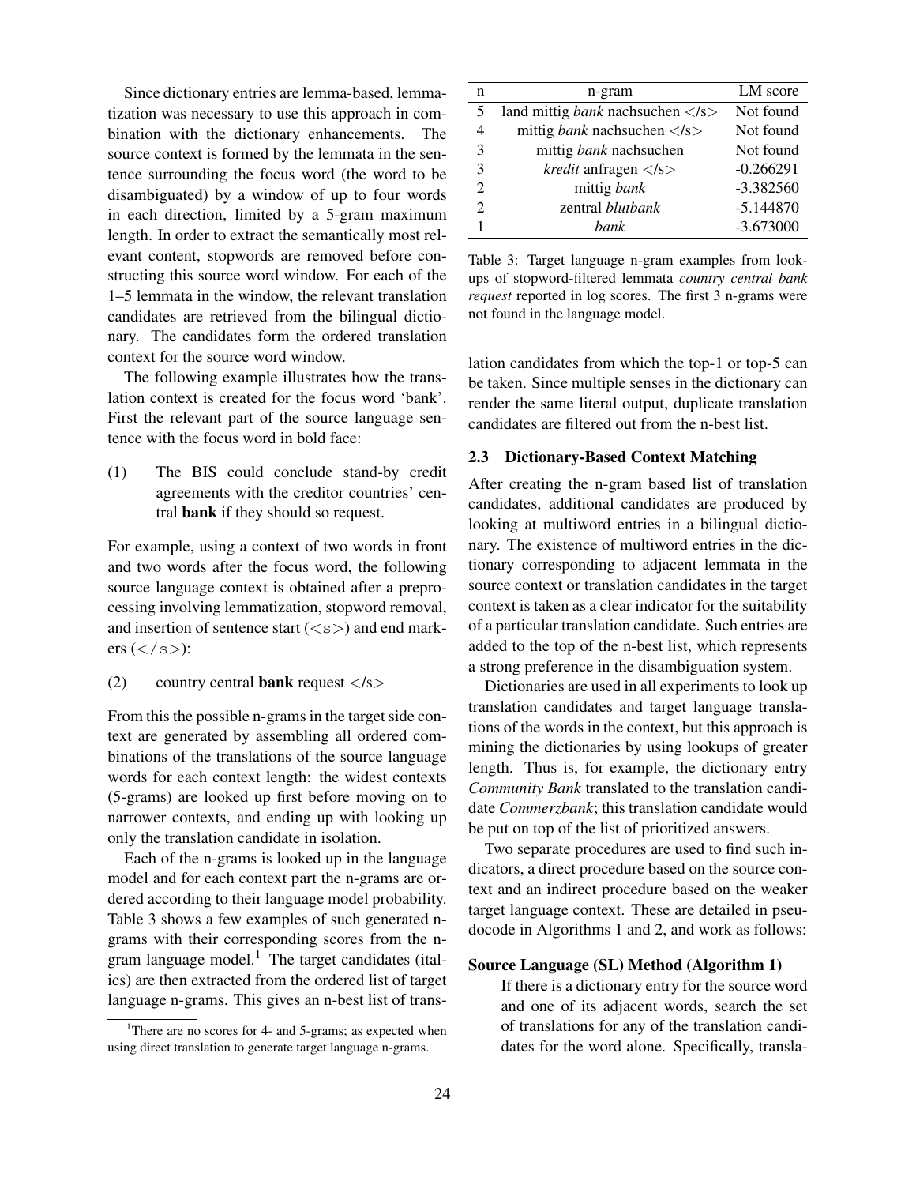Since dictionary entries are lemma-based, lemmatization was necessary to use this approach in combination with the dictionary enhancements. The source context is formed by the lemmata in the sentence surrounding the focus word (the word to be disambiguated) by a window of up to four words in each direction, limited by a 5-gram maximum length. In order to extract the semantically most relevant content, stopwords are removed before constructing this source word window. For each of the 1–5 lemmata in the window, the relevant translation candidates are retrieved from the bilingual dictionary. The candidates form the ordered translation context for the source word window.

The following example illustrates how the translation context is created for the focus word 'bank'. First the relevant part of the source language sentence with the focus word in bold face:

(1) The BIS could conclude stand-by credit agreements with the creditor countries' central **bank** if they should so request.

For example, using a context of two words in front and two words after the focus word, the following source language context is obtained after a preprocessing involving lemmatization, stopword removal, and insertion of sentence start (`<s>`) and end markers (`</s>`):

(2) country central **bank** request </s>

From this the possible n-grams in the target side context are generated by assembling all ordered combinations of the translations of the source language words for each context length: the widest contexts (5-grams) are looked up first before moving on to narrower contexts, and ending up with looking up only the translation candidate in isolation.

Each of the n-grams is looked up in the language model and for each context part the n-grams are ordered according to their language model probability. Table 3 shows a few examples of such generated n-grams with their corresponding scores from the n-gram language model.[1] The target candidates (italics) are then extracted from the ordered list of target language n-grams. This gives an n-best list of translation candidates from which the top-1 or top-5 can be taken. Since multiple senses in the dictionary can render the same literal output, duplicate translation candidates are filtered out from the n-best list.

| n | n-gram | LM score |
|---|---|---|
| 5 | land mittig *bank* nachsuchen </s> | Not found |
| 4 | mittig *bank* nachsuchen </s> | Not found |
| 3 | mittig *bank* nachsuchen | Not found |
| 3 | *kredit* anfragen </s> | -0.266291 |
| 2 | mittig *bank* | -3.382560 |
| 2 | zentral *blutbank* | -5.144870 |
| 1 | *bank* | -3.673000 |

Table 3: Target language n-gram examples from lookups of stopword-filtered lemmata *country central bank request* reported in log scores. The first 3 n-grams were not found in the language model.

### 2.3 Dictionary-Based Context Matching

After creating the n-gram based list of translation candidates, additional candidates are produced by looking at multiword entries in a bilingual dictionary. The existence of multiword entries in the dictionary corresponding to adjacent lemmata in the source context or translation candidates in the target context is taken as a clear indicator for the suitability of a particular translation candidate. Such entries are added to the top of the n-best list, which represents a strong preference in the disambiguation system.

Dictionaries are used in all experiments to look up translation candidates and target language translations of the words in the context, but this approach is mining the dictionaries by using lookups of greater length. Thus is, for example, the dictionary entry *Community Bank* translated to the translation candidate *Commerzbank*; this translation candidate would be put on top of the list of prioritized answers.

Two separate procedures are used to find such indicators, a direct procedure based on the source context and an indirect procedure based on the weaker target language context. These are detailed in pseudocode in Algorithms 1 and 2, and work as follows:

**Source Language (SL) Method (Algorithm 1)**
If there is a dictionary entry for the source word and one of its adjacent words, search the set of translations for any of the translation candidates for the word alone. Specifically, transla-

[1] There are no scores for 4- and 5-grams; as expected when using direct translation to generate target language n-grams.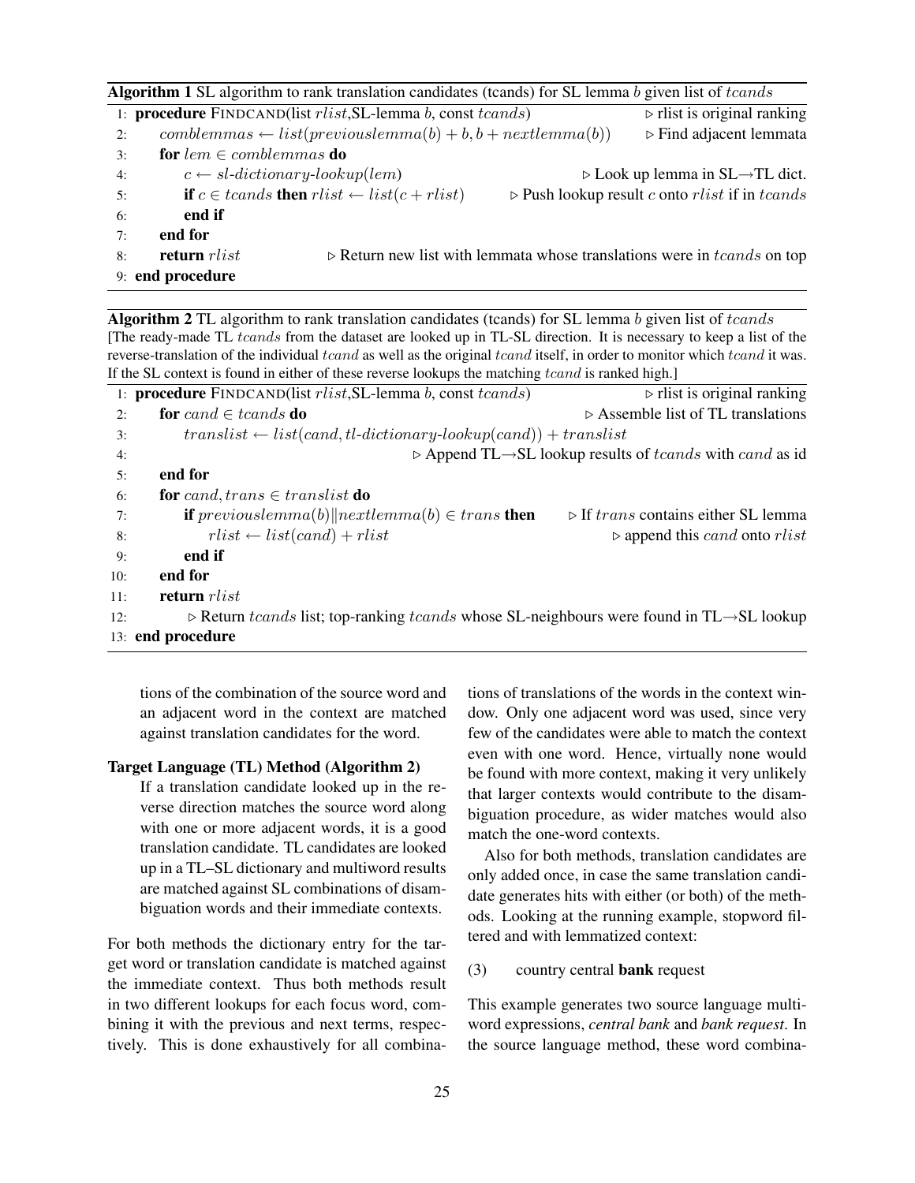**Algorithm 1** SL algorithm to rank translation candidates (tcands) for SL lemma $b$ given list of $tcands$

```
1: procedure FINDCAND(list rlist, SL-lemma b, const tcands)            ▷ rlist is original ranking
2:     comblemmas ← list(previouslemma(b) + b, b + nextlemma(b))      ▷ Find adjacent lemmata
3:     for lem ∈ comblemmas do
4:         c ← sl-dictionary-lookup(lem)                               ▷ Look up lemma in SL→TL dict.
5:         if c ∈ tcands then rlist ← list(c + rlist)                 ▷ Push lookup result c onto rlist if in tcands
6:         end if
7:     end for
8:     return rlist              ▷ Return new list with lemmata whose translations were in tcands on top
9: end procedure
```

**Algorithm 2** TL algorithm to rank translation candidates (tcands) for SL lemma $b$ given list of $tcands$
[The ready-made TL $tcands$ from the dataset are looked up in TL-SL direction. It is necessary to keep a list of the reverse-translation of the individual $tcand$ as well as the original $tcand$ itself, in order to monitor which $tcand$ it was. If the SL context is found in either of these reverse lookups the matching $tcand$ is ranked high.]

```
1: procedure FINDCAND(list rlist, SL-lemma b, const tcands)            ▷ rlist is original ranking
2:     for cand ∈ tcands do                                            ▷ Assemble list of TL translations
3:         translist ← list(cand, tl-dictionary-lookup(cand)) + translist
4:                                        ▷ Append TL→SL lookup results of tcands with cand as id
5:     end for
6:     for cand, trans ∈ translist do
7:         if previouslemma(b)||nextlemma(b) ∈ trans then             ▷ If trans contains either SL lemma
8:             rlist ← list(cand) + rlist                              ▷ append this cand onto rlist
9:         end if
10:    end for
11:    return rlist
12:       ▷ Return tcands list; top-ranking tcands whose SL-neighbours were found in TL→SL lookup
13: end procedure
```

tions of the combination of the source word and an adjacent word in the context are matched against translation candidates for the word.

**Target Language (TL) Method (Algorithm 2)**
If a translation candidate looked up in the reverse direction matches the source word along with one or more adjacent words, it is a good translation candidate. TL candidates are looked up in a TL–SL dictionary and multiword results are matched against SL combinations of disambiguation words and their immediate contexts.

For both methods the dictionary entry for the target word or translation candidate is matched against the immediate context. Thus both methods result in two different lookups for each focus word, combining it with the previous and next terms, respectively. This is done exhaustively for all combinations of translations of the words in the context window. Only one adjacent word was used, since very few of the candidates were able to match the context even with one word. Hence, virtually none would be found with more context, making it very unlikely that larger contexts would contribute to the disambiguation procedure, as wider matches would also match the one-word contexts.

Also for both methods, translation candidates are only added once, in case the same translation candidate generates hits with either (or both) of the methods. Looking at the running example, stopword filtered and with lemmatized context:

(3) country central **bank** request

This example generates two source language multiword expressions, *central bank* and *bank request*. In the source language method, these word combina-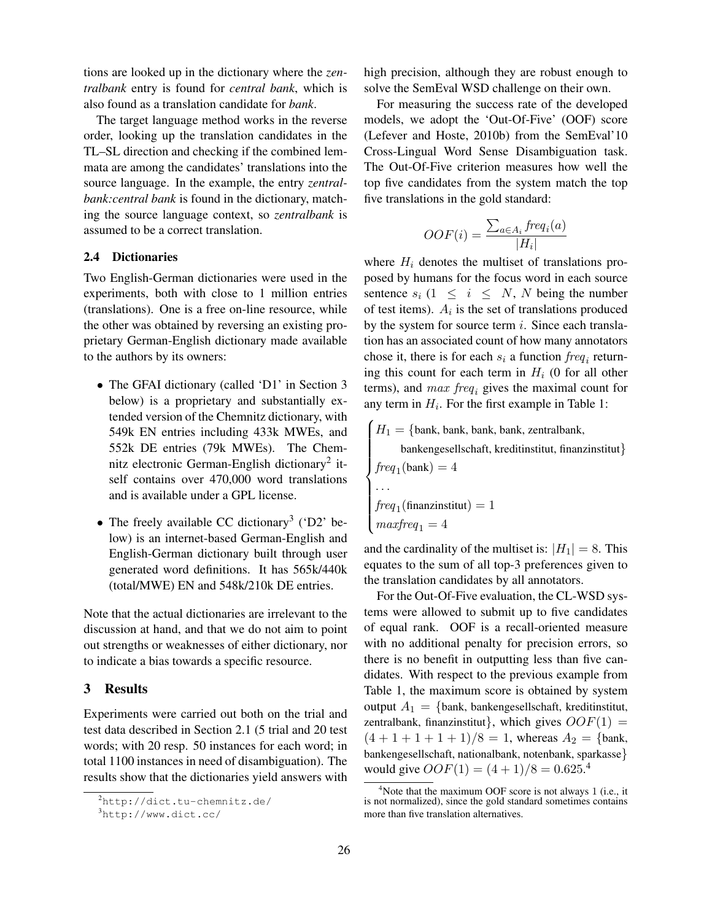tions are looked up in the dictionary where the *zentralbank* entry is found for *central bank*, which is also found as a translation candidate for *bank*.

The target language method works in the reverse order, looking up the translation candidates in the TL–SL direction and checking if the combined lemmata are among the candidates' translations into the source language. In the example, the entry *zentralbank:central bank* is found in the dictionary, matching the source language context, so *zentralbank* is assumed to be a correct translation.

### 2.4 Dictionaries

Two English-German dictionaries were used in the experiments, both with close to 1 million entries (translations). One is a free on-line resource, while the other was obtained by reversing an existing proprietary German-English dictionary made available to the authors by its owners:

- The GFAI dictionary (called 'D1' in Section 3 below) is a proprietary and substantially extended version of the Chemnitz dictionary, with 549k EN entries including 433k MWEs, and 552k DE entries (79k MWEs). The Chemnitz electronic German-English dictionary[2] itself contains over 470,000 word translations and is available under a GPL license.
- The freely available CC dictionary[3] ('D2' below) is an internet-based German-English and English-German dictionary built through user generated word definitions. It has 565k/440k (total/MWE) EN and 548k/210k DE entries.

Note that the actual dictionaries are irrelevant to the discussion at hand, and that we do not aim to point out strengths or weaknesses of either dictionary, nor to indicate a bias towards a specific resource.

## 3 Results

Experiments were carried out both on the trial and test data described in Section 2.1 (5 trial and 20 test words; with 20 resp. 50 instances for each word; in total 1100 instances in need of disambiguation). The results show that the dictionaries yield answers with high precision, although they are robust enough to solve the SemEval WSD challenge on their own.

For measuring the success rate of the developed models, we adopt the 'Out-Of-Five' (OOF) score (Lefever and Hoste, 2010b) from the SemEval'10 Cross-Lingual Word Sense Disambiguation task. The Out-Of-Five criterion measures how well the top five candidates from the system match the top five translations in the gold standard:

$$OOF(i) = \frac{\sum_{a \in A_i} freq_i(a)}{|H_i|}$$

where $H_i$ denotes the multiset of translations proposed by humans for the focus word in each source sentence $s_i$ ($1 \leq i \leq N$, $N$ being the number of test items). $A_i$ is the set of translations produced by the system for source term $i$. Since each translation has an associated count of how many annotators chose it, there is for each $s_i$ a function $freq_i$ returning this count for each term in $H_i$ (0 for all other terms), and $max\ freq_i$ gives the maximal count for any term in $H_i$. For the first example in Table 1:

$$\begin{cases} H_1 = \{\text{bank, bank, bank, bank, zentralbank,} \\ \quad \text{bankengesellschaft, kreditinstitut, finanzinstitut}\} \\ freq_1(\text{bank}) = 4 \\ \ldots \\ freq_1(\text{finanzinstitut}) = 1 \\ maxfreq_1 = 4 \end{cases}$$

and the cardinality of the multiset is: $|H_1| = 8$. This equates to the sum of all top-3 preferences given to the translation candidates by all annotators.

For the Out-Of-Five evaluation, the CL-WSD systems were allowed to submit up to five candidates of equal rank. OOF is a recall-oriented measure with no additional penalty for precision errors, so there is no benefit in outputting less than five candidates. With respect to the previous example from Table 1, the maximum score is obtained by system output $A_1 = \{$bank, bankengesellschaft, kreditinstitut, zentralbank, finanzinstitut$\}$, which gives $OOF(1) = (4 + 1 + 1 + 1 + 1)/8 = 1$, whereas $A_2 = \{$bank, bankengesellschaft, nationalbank, notenbank, sparkasse$\}$ would give $OOF(1) = (4 + 1)/8 = 0.625$.[4]

[2] http://dict.tu-chemnitz.de/

[3] http://www.dict.cc/

[4] Note that the maximum OOF score is not always 1 (i.e., it is not normalized), since the gold standard sometimes contains more than five translation alternatives.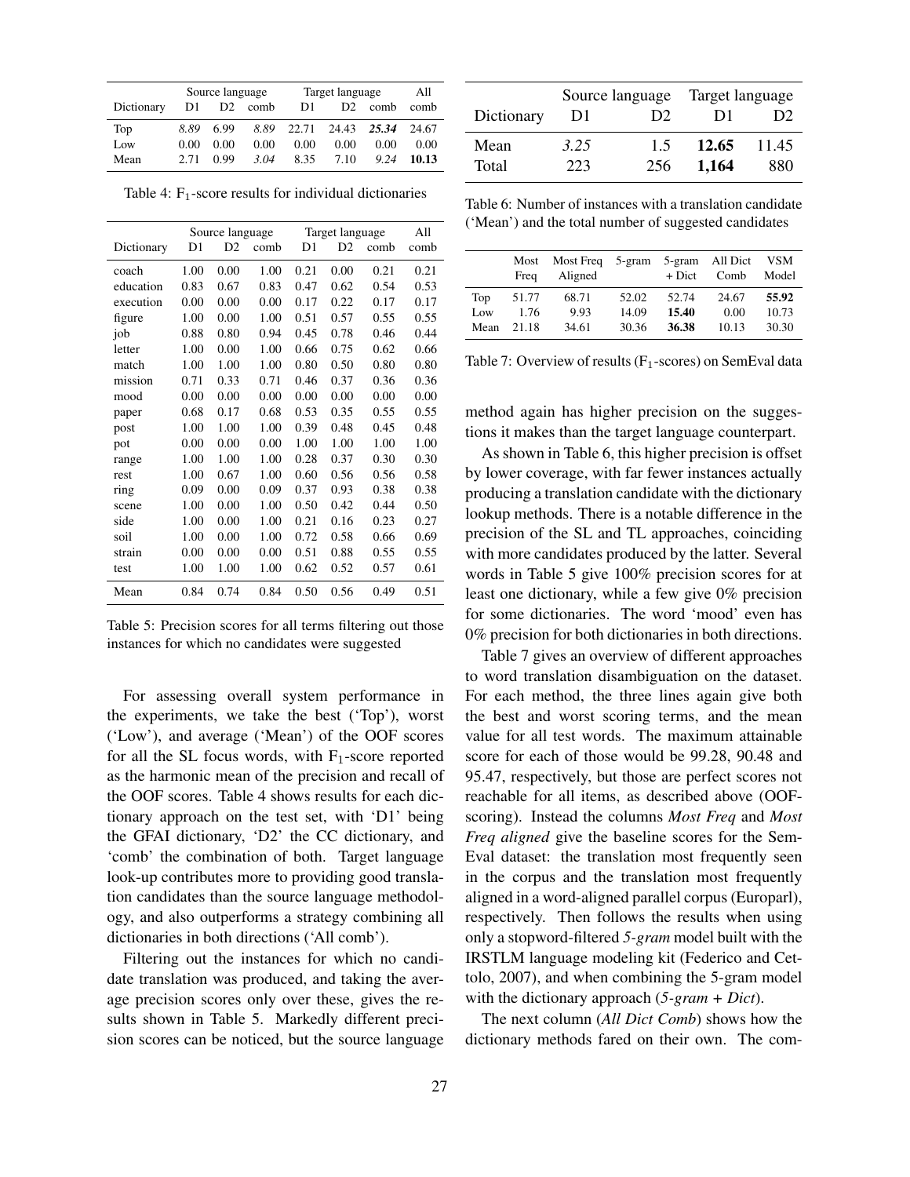| | Source language | | | Target language | | | All |
|---|---|---|---|---|---|---|---|
| Dictionary | D1 | D2 | comb | D1 | D2 | comb | comb |
| Top | *8.89* | 6.99 | *8.89* | 22.71 | 24.43 | ***25.34*** | 24.67 |
| Low | 0.00 | 0.00 | 0.00 | 0.00 | 0.00 | 0.00 | 0.00 |
| Mean | 2.71 | 0.99 | *3.04* | 8.35 | 7.10 | *9.24* | **10.13** |

Table 4: $F_1$-score results for individual dictionaries

| | Source language | | | Target language | | | All |
|---|---|---|---|---|---|---|---|
| Dictionary | D1 | D2 | comb | D1 | D2 | comb | comb |
| coach | 1.00 | 0.00 | 1.00 | 0.21 | 0.00 | 0.21 | 0.21 |
| education | 0.83 | 0.67 | 0.83 | 0.47 | 0.62 | 0.54 | 0.53 |
| execution | 0.00 | 0.00 | 0.00 | 0.17 | 0.22 | 0.17 | 0.17 |
| figure | 1.00 | 0.00 | 1.00 | 0.51 | 0.57 | 0.55 | 0.55 |
| job | 0.88 | 0.80 | 0.94 | 0.45 | 0.78 | 0.46 | 0.44 |
| letter | 1.00 | 0.00 | 1.00 | 0.66 | 0.75 | 0.62 | 0.66 |
| match | 1.00 | 1.00 | 1.00 | 0.80 | 0.50 | 0.80 | 0.80 |
| mission | 0.71 | 0.33 | 0.71 | 0.46 | 0.37 | 0.36 | 0.36 |
| mood | 0.00 | 0.00 | 0.00 | 0.00 | 0.00 | 0.00 | 0.00 |
| paper | 0.68 | 0.17 | 0.68 | 0.53 | 0.35 | 0.55 | 0.55 |
| post | 1.00 | 1.00 | 1.00 | 0.39 | 0.48 | 0.45 | 0.48 |
| pot | 0.00 | 0.00 | 0.00 | 1.00 | 1.00 | 1.00 | 1.00 |
| range | 1.00 | 1.00 | 1.00 | 0.28 | 0.37 | 0.30 | 0.30 |
| rest | 1.00 | 0.67 | 1.00 | 0.60 | 0.56 | 0.56 | 0.58 |
| ring | 0.09 | 0.00 | 0.09 | 0.37 | 0.93 | 0.38 | 0.38 |
| scene | 1.00 | 0.00 | 1.00 | 0.50 | 0.42 | 0.44 | 0.50 |
| side | 1.00 | 0.00 | 1.00 | 0.21 | 0.16 | 0.23 | 0.27 |
| soil | 1.00 | 0.00 | 1.00 | 0.72 | 0.58 | 0.66 | 0.69 |
| strain | 0.00 | 0.00 | 0.00 | 0.51 | 0.88 | 0.55 | 0.55 |
| test | 1.00 | 1.00 | 1.00 | 0.62 | 0.52 | 0.57 | 0.61 |
| Mean | 0.84 | 0.74 | 0.84 | 0.50 | 0.56 | 0.49 | 0.51 |

Table 5: Precision scores for all terms filtering out those instances for which no candidates were suggested

For assessing overall system performance in the experiments, we take the best ('Top'), worst ('Low'), and average ('Mean') of the OOF scores for all the SL focus words, with $F_1$-score reported as the harmonic mean of the precision and recall of the OOF scores. Table 4 shows results for each dictionary approach on the test set, with 'D1' being the GFAI dictionary, 'D2' the CC dictionary, and 'comb' the combination of both. Target language look-up contributes more to providing good translation candidates than the source language methodology, and also outperforms a strategy combining all dictionaries in both directions ('All comb').

Filtering out the instances for which no candidate translation was produced, and taking the average precision scores only over these, gives the results shown in Table 5. Markedly different precision scores can be noticed, but the source language method again has higher precision on the suggestions it makes than the target language counterpart.

| | Source language | | Target language | |
|---|---|---|---|---|
| Dictionary | D1 | D2 | D1 | D2 |
| Mean | *3.25* | 1.5 | **12.65** | 11.45 |
| Total | 223 | 256 | **1,164** | 880 |

Table 6: Number of instances with a translation candidate ('Mean') and the total number of suggested candidates

| | Most Freq | Most Freq Aligned | 5-gram | 5-gram + Dict | All Dict Comb | VSM Model |
|---|---|---|---|---|---|---|
| Top | 51.77 | 68.71 | 52.02 | 52.74 | 24.67 | **55.92** |
| Low | 1.76 | 9.93 | 14.09 | **15.40** | 0.00 | 10.73 |
| Mean | 21.18 | 34.61 | 30.36 | **36.38** | 10.13 | 30.30 |

Table 7: Overview of results ($F_1$-scores) on SemEval data

As shown in Table 6, this higher precision is offset by lower coverage, with far fewer instances actually producing a translation candidate with the dictionary lookup methods. There is a notable difference in the precision of the SL and TL approaches, coinciding with more candidates produced by the latter. Several words in Table 5 give 100% precision scores for at least one dictionary, while a few give 0% precision for some dictionaries. The word 'mood' even has 0% precision for both dictionaries in both directions.

Table 7 gives an overview of different approaches to word translation disambiguation on the dataset. For each method, the three lines again give both the best and worst scoring terms, and the mean value for all test words. The maximum attainable score for each of those would be 99.28, 90.48 and 95.47, respectively, but those are perfect scores not reachable for all items, as described above (OOF-scoring). Instead the columns *Most Freq* and *Most Freq aligned* give the baseline scores for the SemEval dataset: the translation most frequently seen in the corpus and the translation most frequently aligned in a word-aligned parallel corpus (Europarl), respectively. Then follows the results when using only a stopword-filtered *5-gram* model built with the IRSTLM language modeling kit (Federico and Cettolo, 2007), and when combining the 5-gram model with the dictionary approach (*5-gram + Dict*).

The next column (*All Dict Comb*) shows how the dictionary methods fared on their own. The com-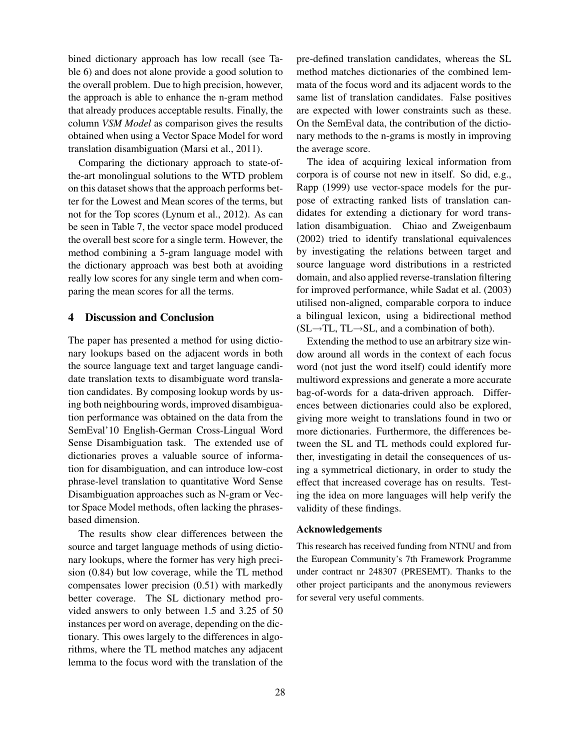bined dictionary approach has low recall (see Table 6) and does not alone provide a good solution to the overall problem. Due to high precision, however, the approach is able to enhance the n-gram method that already produces acceptable results. Finally, the column *VSM Model* as comparison gives the results obtained when using a Vector Space Model for word translation disambiguation (Marsi et al., 2011).

Comparing the dictionary approach to state-of-the-art monolingual solutions to the WTD problem on this dataset shows that the approach performs better for the Lowest and Mean scores of the terms, but not for the Top scores (Lynum et al., 2012). As can be seen in Table 7, the vector space model produced the overall best score for a single term. However, the method combining a 5-gram language model with the dictionary approach was best both at avoiding really low scores for any single term and when comparing the mean scores for all the terms.

## 4 Discussion and Conclusion

The paper has presented a method for using dictionary lookups based on the adjacent words in both the source language text and target language candidate translation texts to disambiguate word translation candidates. By composing lookup words by using both neighbouring words, improved disambiguation performance was obtained on the data from the SemEval'10 English-German Cross-Lingual Word Sense Disambiguation task. The extended use of dictionaries proves a valuable source of information for disambiguation, and can introduce low-cost phrase-level translation to quantitative Word Sense Disambiguation approaches such as N-gram or Vector Space Model methods, often lacking the phrases-based dimension.

The results show clear differences between the source and target language methods of using dictionary lookups, where the former has very high precision (0.84) but low coverage, while the TL method compensates lower precision (0.51) with markedly better coverage. The SL dictionary method provided answers to only between 1.5 and 3.25 of 50 instances per word on average, depending on the dictionary. This owes largely to the differences in algorithms, where the TL method matches any adjacent lemma to the focus word with the translation of the pre-defined translation candidates, whereas the SL method matches dictionaries of the combined lemmata of the focus word and its adjacent words to the same list of translation candidates. False positives are expected with lower constraints such as these. On the SemEval data, the contribution of the dictionary methods to the n-grams is mostly in improving the average score.

The idea of acquiring lexical information from corpora is of course not new in itself. So did, e.g., Rapp (1999) use vector-space models for the purpose of extracting ranked lists of translation candidates for extending a dictionary for word translation disambiguation. Chiao and Zweigenbaum (2002) tried to identify translational equivalences by investigating the relations between target and source language word distributions in a restricted domain, and also applied reverse-translation filtering for improved performance, while Sadat et al. (2003) utilised non-aligned, comparable corpora to induce a bilingual lexicon, using a bidirectional method (SL→TL, TL→SL, and a combination of both).

Extending the method to use an arbitrary size window around all words in the context of each focus word (not just the word itself) could identify more multiword expressions and generate a more accurate bag-of-words for a data-driven approach. Differences between dictionaries could also be explored, giving more weight to translations found in two or more dictionaries. Furthermore, the differences between the SL and TL methods could explored further, investigating in detail the consequences of using a symmetrical dictionary, in order to study the effect that increased coverage has on results. Testing the idea on more languages will help verify the validity of these findings.

### Acknowledgements

This research has received funding from NTNU and from the European Community's 7th Framework Programme under contract nr 248307 (PRESEMT). Thanks to the other project participants and the anonymous reviewers for several very useful comments.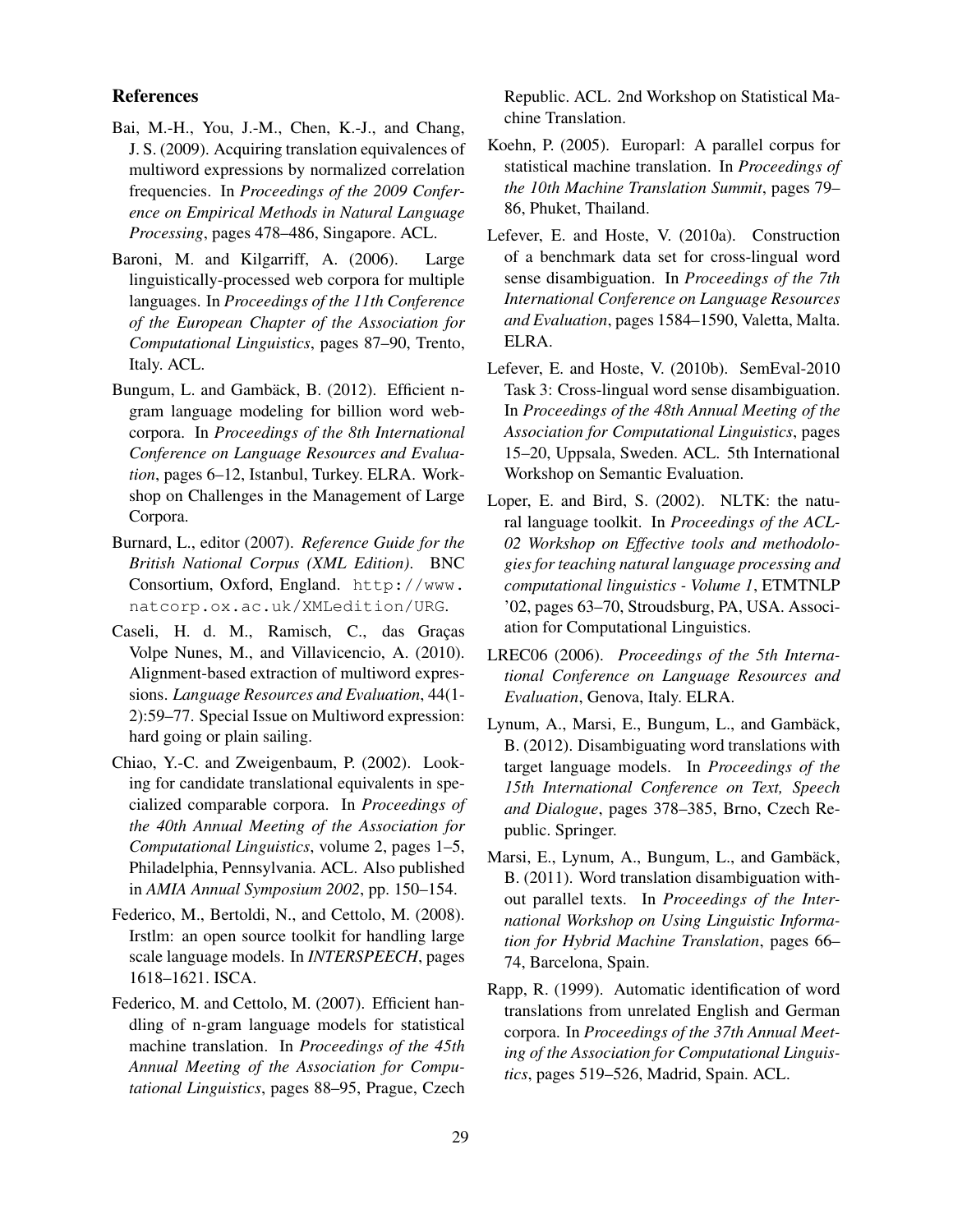## References

Bai, M.-H., You, J.-M., Chen, K.-J., and Chang, J. S. (2009). Acquiring translation equivalences of multiword expressions by normalized correlation frequencies. In *Proceedings of the 2009 Conference on Empirical Methods in Natural Language Processing*, pages 478–486, Singapore. ACL.

Baroni, M. and Kilgarriff, A. (2006). Large linguistically-processed web corpora for multiple languages. In *Proceedings of the 11th Conference of the European Chapter of the Association for Computational Linguistics*, pages 87–90, Trento, Italy. ACL.

Bungum, L. and Gambäck, B. (2012). Efficient n-gram language modeling for billion word web-corpora. In *Proceedings of the 8th International Conference on Language Resources and Evaluation*, pages 6–12, Istanbul, Turkey. ELRA. Workshop on Challenges in the Management of Large Corpora.

Burnard, L., editor (2007). *Reference Guide for the British National Corpus (XML Edition)*. BNC Consortium, Oxford, England. `http://www.natcorp.ox.ac.uk/XMLedition/URG`.

Caseli, H. d. M., Ramisch, C., das Graças Volpe Nunes, M., and Villavicencio, A. (2010). Alignment-based extraction of multiword expressions. *Language Resources and Evaluation*, 44(1-2):59–77. Special Issue on Multiword expression: hard going or plain sailing.

Chiao, Y.-C. and Zweigenbaum, P. (2002). Looking for candidate translational equivalents in specialized comparable corpora. In *Proceedings of the 40th Annual Meeting of the Association for Computational Linguistics*, volume 2, pages 1–5, Philadelphia, Pennsylvania. ACL. Also published in *AMIA Annual Symposium 2002*, pp. 150–154.

Federico, M., Bertoldi, N., and Cettolo, M. (2008). Irstlm: an open source toolkit for handling large scale language models. In *INTERSPEECH*, pages 1618–1621. ISCA.

Federico, M. and Cettolo, M. (2007). Efficient handling of n-gram language models for statistical machine translation. In *Proceedings of the 45th Annual Meeting of the Association for Computational Linguistics*, pages 88–95, Prague, Czech Republic. ACL. 2nd Workshop on Statistical Machine Translation.

Koehn, P. (2005). Europarl: A parallel corpus for statistical machine translation. In *Proceedings of the 10th Machine Translation Summit*, pages 79–86, Phuket, Thailand.

Lefever, E. and Hoste, V. (2010a). Construction of a benchmark data set for cross-lingual word sense disambiguation. In *Proceedings of the 7th International Conference on Language Resources and Evaluation*, pages 1584–1590, Valetta, Malta. ELRA.

Lefever, E. and Hoste, V. (2010b). SemEval-2010 Task 3: Cross-lingual word sense disambiguation. In *Proceedings of the 48th Annual Meeting of the Association for Computational Linguistics*, pages 15–20, Uppsala, Sweden. ACL. 5th International Workshop on Semantic Evaluation.

Loper, E. and Bird, S. (2002). NLTK: the natural language toolkit. In *Proceedings of the ACL-02 Workshop on Effective tools and methodologies for teaching natural language processing and computational linguistics - Volume 1*, ETMTNLP '02, pages 63–70, Stroudsburg, PA, USA. Association for Computational Linguistics.

LREC06 (2006). *Proceedings of the 5th International Conference on Language Resources and Evaluation*, Genova, Italy. ELRA.

Lynum, A., Marsi, E., Bungum, L., and Gambäck, B. (2012). Disambiguating word translations with target language models. In *Proceedings of the 15th International Conference on Text, Speech and Dialogue*, pages 378–385, Brno, Czech Republic. Springer.

Marsi, E., Lynum, A., Bungum, L., and Gambäck, B. (2011). Word translation disambiguation without parallel texts. In *Proceedings of the International Workshop on Using Linguistic Information for Hybrid Machine Translation*, pages 66–74, Barcelona, Spain.

Rapp, R. (1999). Automatic identification of word translations from unrelated English and German corpora. In *Proceedings of the 37th Annual Meeting of the Association for Computational Linguistics*, pages 519–526, Madrid, Spain. ACL.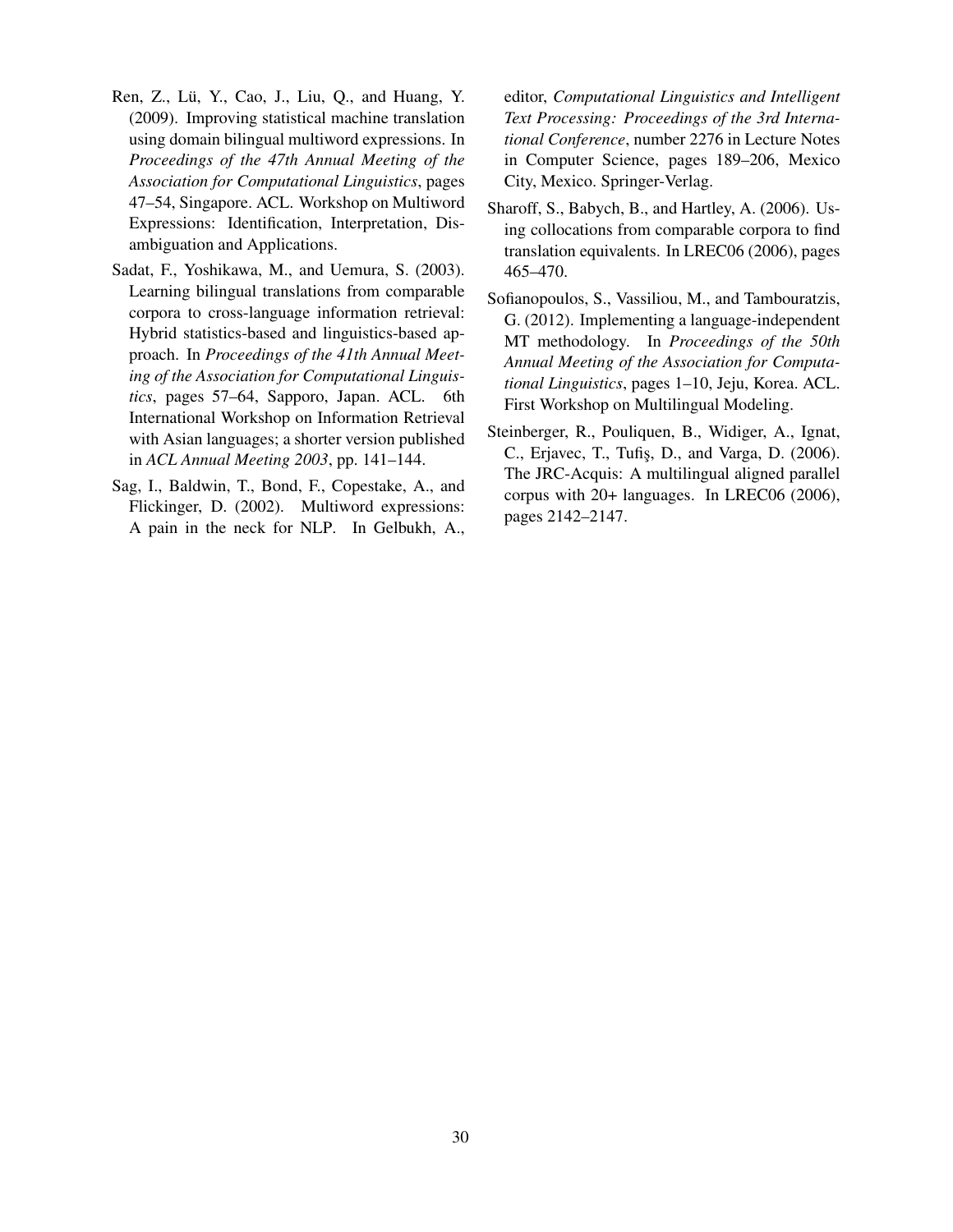Ren, Z., Lü, Y., Cao, J., Liu, Q., and Huang, Y. (2009). Improving statistical machine translation using domain bilingual multiword expressions. In *Proceedings of the 47th Annual Meeting of the Association for Computational Linguistics*, pages 47–54, Singapore. ACL. Workshop on Multiword Expressions: Identification, Interpretation, Disambiguation and Applications.

Sadat, F., Yoshikawa, M., and Uemura, S. (2003). Learning bilingual translations from comparable corpora to cross-language information retrieval: Hybrid statistics-based and linguistics-based approach. In *Proceedings of the 41th Annual Meeting of the Association for Computational Linguistics*, pages 57–64, Sapporo, Japan. ACL. 6th International Workshop on Information Retrieval with Asian languages; a shorter version published in *ACL Annual Meeting 2003*, pp. 141–144.

Sag, I., Baldwin, T., Bond, F., Copestake, A., and Flickinger, D. (2002). Multiword expressions: A pain in the neck for NLP. In Gelbukh, A., editor, *Computational Linguistics and Intelligent Text Processing: Proceedings of the 3rd International Conference*, number 2276 in Lecture Notes in Computer Science, pages 189–206, Mexico City, Mexico. Springer-Verlag.

Sharoff, S., Babych, B., and Hartley, A. (2006). Using collocations from comparable corpora to find translation equivalents. In LREC06 (2006), pages 465–470.

Sofianopoulos, S., Vassiliou, M., and Tambouratzis, G. (2012). Implementing a language-independent MT methodology. In *Proceedings of the 50th Annual Meeting of the Association for Computational Linguistics*, pages 1–10, Jeju, Korea. ACL. First Workshop on Multilingual Modeling.

Steinberger, R., Pouliquen, B., Widiger, A., Ignat, C., Erjavec, T., Tufiş, D., and Varga, D. (2006). The JRC-Acquis: A multilingual aligned parallel corpus with 20+ languages. In LREC06 (2006), pages 2142–2147.